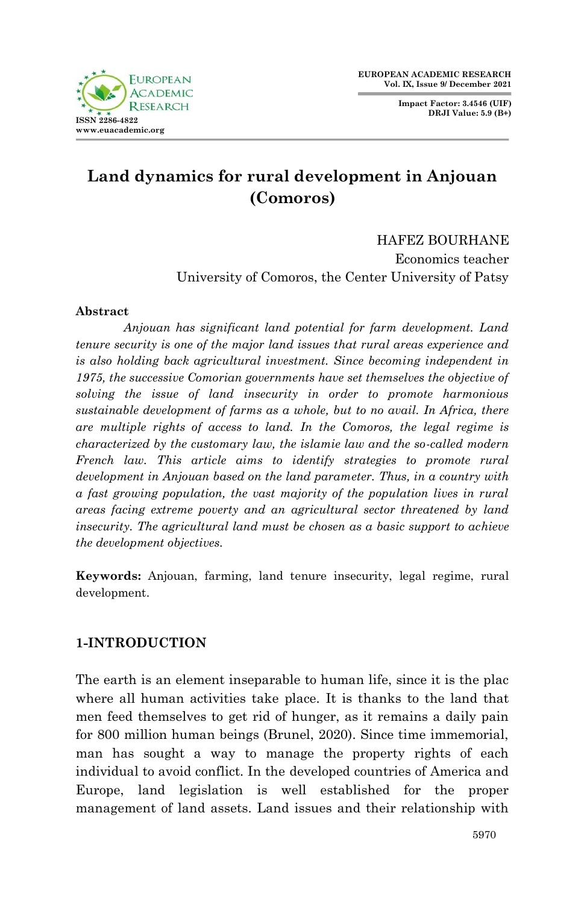# Land dynamics for rural development in Anjouan (Comoros)

HAFEZ BOURHANE
Economics teacher
University of Comoros, the Center University of Patsy

**Abstract**

*Anjouan has significant land potential for farm development. Land tenure security is one of the major land issues that rural areas experience and is also holding back agricultural investment. Since becoming independent in 1975, the successive Comorian governments have set themselves the objective of solving the issue of land insecurity in order to promote harmonious sustainable development of farms as a whole, but to no avail. In Africa, there are multiple rights of access to land. In the Comoros, the legal regime is characterized by the customary law, the islamic law and the so-called modern French law. This article aims to identify strategies to promote rural development in Anjouan based on the land parameter. Thus, in a country with a fast growing population, the vast majority of the population lives in rural areas facing extreme poverty and an agricultural sector threatened by land insecurity. The agricultural land must be chosen as a basic support to achieve the development objectives.*

**Keywords:** Anjouan, farming, land tenure insecurity, legal regime, rural development.

## 1-INTRODUCTION

The earth is an element inseparable to human life, since it is the plac where all human activities take place. It is thanks to the land that men feed themselves to get rid of hunger, as it remains a daily pain for 800 million human beings (Brunel, 2020). Since time immemorial, man has sought a way to manage the property rights of each individual to avoid conflict. In the developed countries of America and Europe, land legislation is well established for the proper management of land assets. Land issues and their relationship with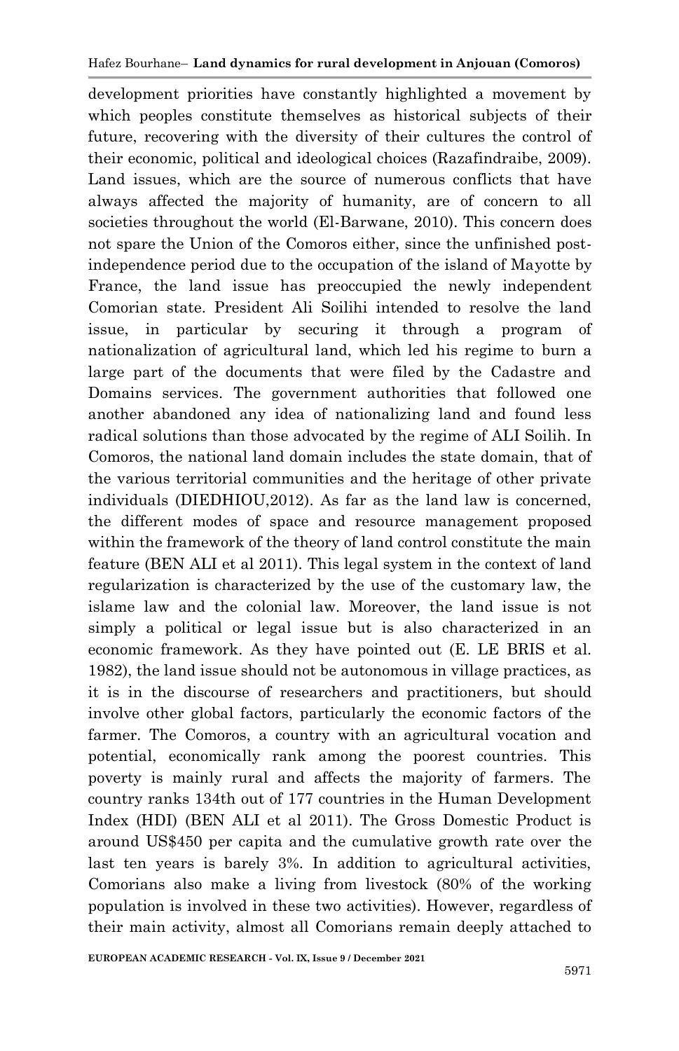development priorities have constantly highlighted a movement by which peoples constitute themselves as historical subjects of their future, recovering with the diversity of their cultures the control of their economic, political and ideological choices (Razafindraibe, 2009). Land issues, which are the source of numerous conflicts that have always affected the majority of humanity, are of concern to all societies throughout the world (El-Barwane, 2010). This concern does not spare the Union of the Comoros either, since the unfinished post-independence period due to the occupation of the island of Mayotte by France, the land issue has preoccupied the newly independent Comorian state. President Ali Soilihi intended to resolve the land issue, in particular by securing it through a program of nationalization of agricultural land, which led his regime to burn a large part of the documents that were filed by the Cadastre and Domains services. The government authorities that followed one another abandoned any idea of nationalizing land and found less radical solutions than those advocated by the regime of ALI Soilih. In Comoros, the national land domain includes the state domain, that of the various territorial communities and the heritage of other private individuals (DIEDHIOU,2012). As far as the land law is concerned, the different modes of space and resource management proposed within the framework of the theory of land control constitute the main feature (BEN ALI et al 2011). This legal system in the context of land regularization is characterized by the use of the customary law, the islame law and the colonial law. Moreover, the land issue is not simply a political or legal issue but is also characterized in an economic framework. As they have pointed out (E. LE BRIS et al. 1982), the land issue should not be autonomous in village practices, as it is in the discourse of researchers and practitioners, but should involve other global factors, particularly the economic factors of the farmer. The Comoros, a country with an agricultural vocation and potential, economically rank among the poorest countries. This poverty is mainly rural and affects the majority of farmers. The country ranks 134th out of 177 countries in the Human Development Index (HDI) (BEN ALI et al 2011). The Gross Domestic Product is around US$450 per capita and the cumulative growth rate over the last ten years is barely 3%. In addition to agricultural activities, Comorians also make a living from livestock (80% of the working population is involved in these two activities). However, regardless of their main activity, almost all Comorians remain deeply attached to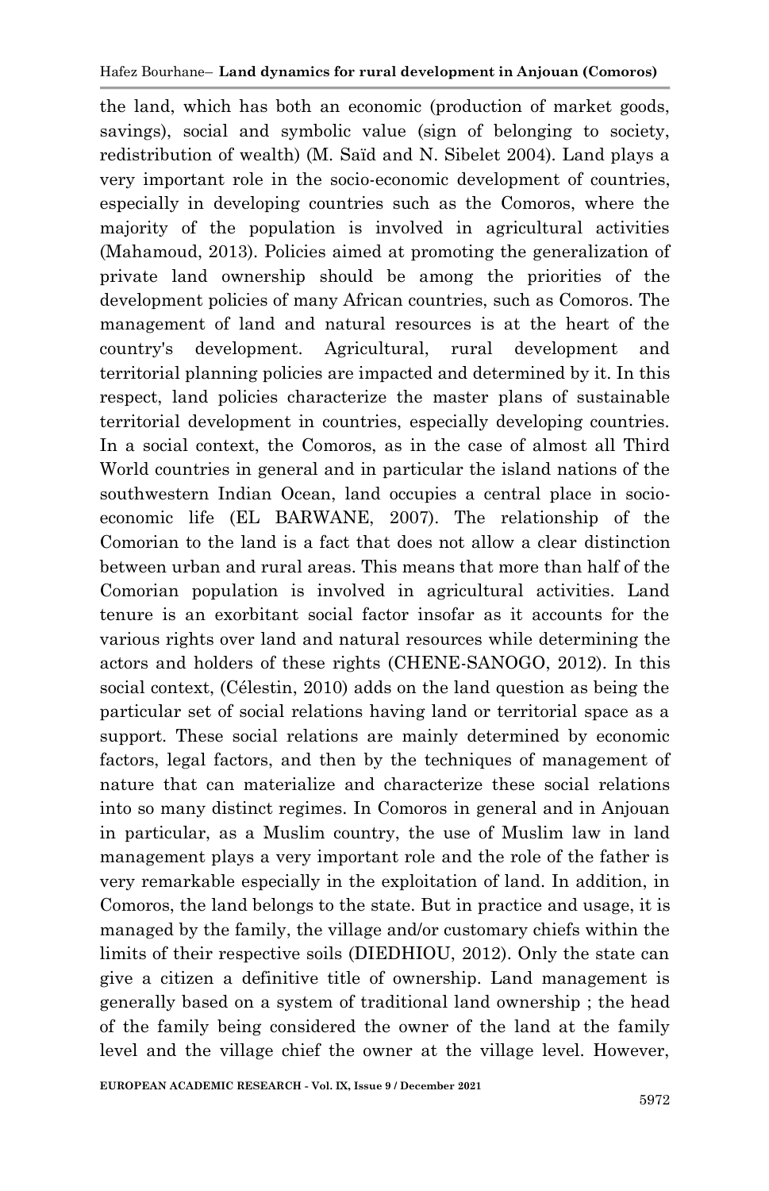the land, which has both an economic (production of market goods, savings), social and symbolic value (sign of belonging to society, redistribution of wealth) (M. Saïd and N. Sibelet 2004). Land plays a very important role in the socio-economic development of countries, especially in developing countries such as the Comoros, where the majority of the population is involved in agricultural activities (Mahamoud, 2013). Policies aimed at promoting the generalization of private land ownership should be among the priorities of the development policies of many African countries, such as Comoros. The management of land and natural resources is at the heart of the country's development. Agricultural, rural development and territorial planning policies are impacted and determined by it. In this respect, land policies characterize the master plans of sustainable territorial development in countries, especially developing countries. In a social context, the Comoros, as in the case of almost all Third World countries in general and in particular the island nations of the southwestern Indian Ocean, land occupies a central place in socio-economic life (EL BARWANE, 2007). The relationship of the Comorian to the land is a fact that does not allow a clear distinction between urban and rural areas. This means that more than half of the Comorian population is involved in agricultural activities. Land tenure is an exorbitant social factor insofar as it accounts for the various rights over land and natural resources while determining the actors and holders of these rights (CHENE-SANOGO, 2012). In this social context, (Célestin, 2010) adds on the land question as being the particular set of social relations having land or territorial space as a support. These social relations are mainly determined by economic factors, legal factors, and then by the techniques of management of nature that can materialize and characterize these social relations into so many distinct regimes. In Comoros in general and in Anjouan in particular, as a Muslim country, the use of Muslim law in land management plays a very important role and the role of the father is very remarkable especially in the exploitation of land. In addition, in Comoros, the land belongs to the state. But in practice and usage, it is managed by the family, the village and/or customary chiefs within the limits of their respective soils (DIEDHIOU, 2012). Only the state can give a citizen a definitive title of ownership. Land management is generally based on a system of traditional land ownership ; the head of the family being considered the owner of the land at the family level and the village chief the owner at the village level. However,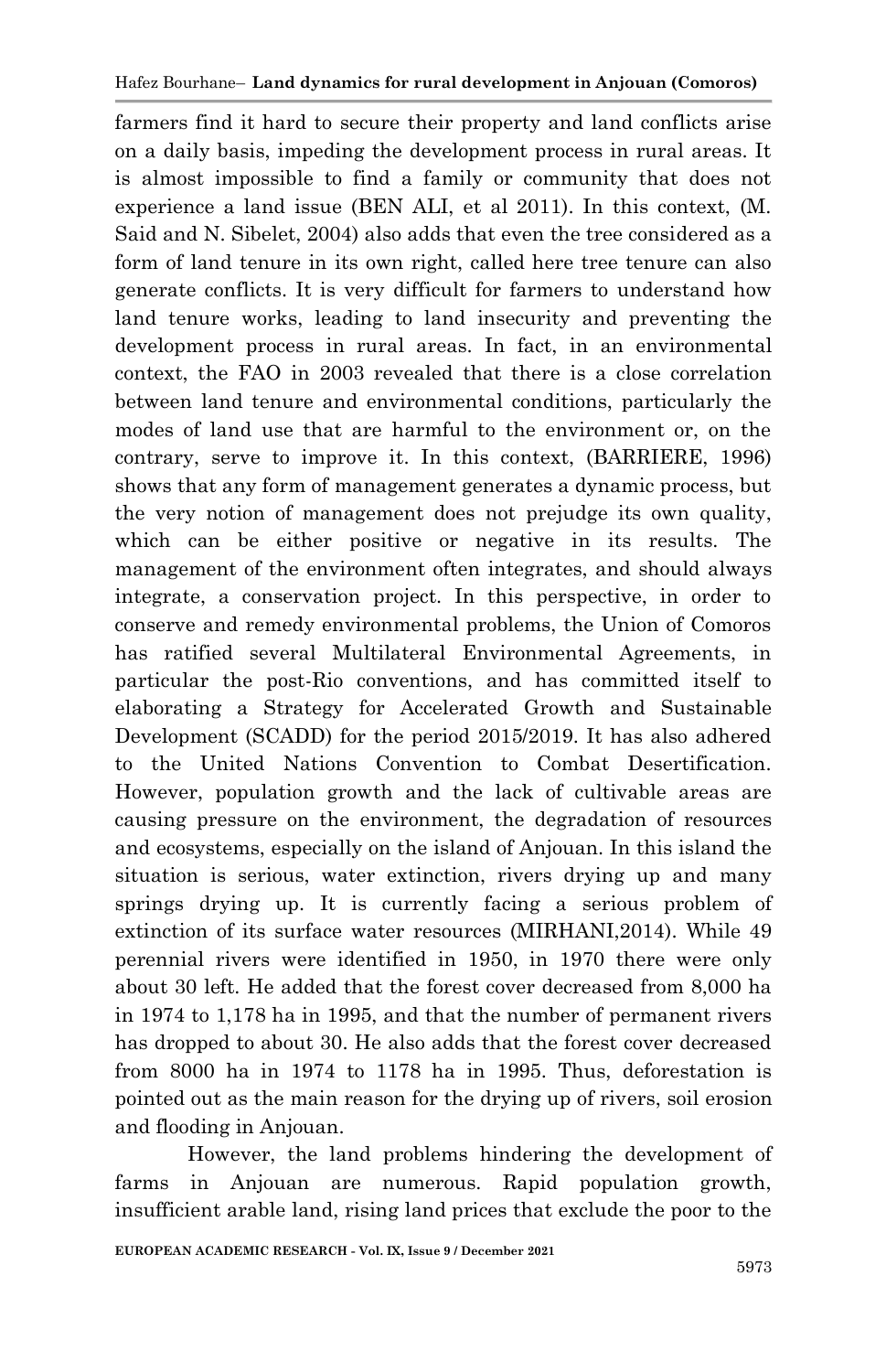farmers find it hard to secure their property and land conflicts arise on a daily basis, impeding the development process in rural areas. It is almost impossible to find a family or community that does not experience a land issue (BEN ALI, et al 2011). In this context, (M. Said and N. Sibelet, 2004) also adds that even the tree considered as a form of land tenure in its own right, called here tree tenure can also generate conflicts. It is very difficult for farmers to understand how land tenure works, leading to land insecurity and preventing the development process in rural areas. In fact, in an environmental context, the FAO in 2003 revealed that there is a close correlation between land tenure and environmental conditions, particularly the modes of land use that are harmful to the environment or, on the contrary, serve to improve it. In this context, (BARRIERE, 1996) shows that any form of management generates a dynamic process, but the very notion of management does not prejudge its own quality, which can be either positive or negative in its results. The management of the environment often integrates, and should always integrate, a conservation project. In this perspective, in order to conserve and remedy environmental problems, the Union of Comoros has ratified several Multilateral Environmental Agreements, in particular the post-Rio conventions, and has committed itself to elaborating a Strategy for Accelerated Growth and Sustainable Development (SCADD) for the period 2015/2019. It has also adhered to the United Nations Convention to Combat Desertification. However, population growth and the lack of cultivable areas are causing pressure on the environment, the degradation of resources and ecosystems, especially on the island of Anjouan. In this island the situation is serious, water extinction, rivers drying up and many springs drying up. It is currently facing a serious problem of extinction of its surface water resources (MIRHANI,2014). While 49 perennial rivers were identified in 1950, in 1970 there were only about 30 left. He added that the forest cover decreased from 8,000 ha in 1974 to 1,178 ha in 1995, and that the number of permanent rivers has dropped to about 30. He also adds that the forest cover decreased from 8000 ha in 1974 to 1178 ha in 1995. Thus, deforestation is pointed out as the main reason for the drying up of rivers, soil erosion and flooding in Anjouan.

However, the land problems hindering the development of farms in Anjouan are numerous. Rapid population growth, insufficient arable land, rising land prices that exclude the poor to the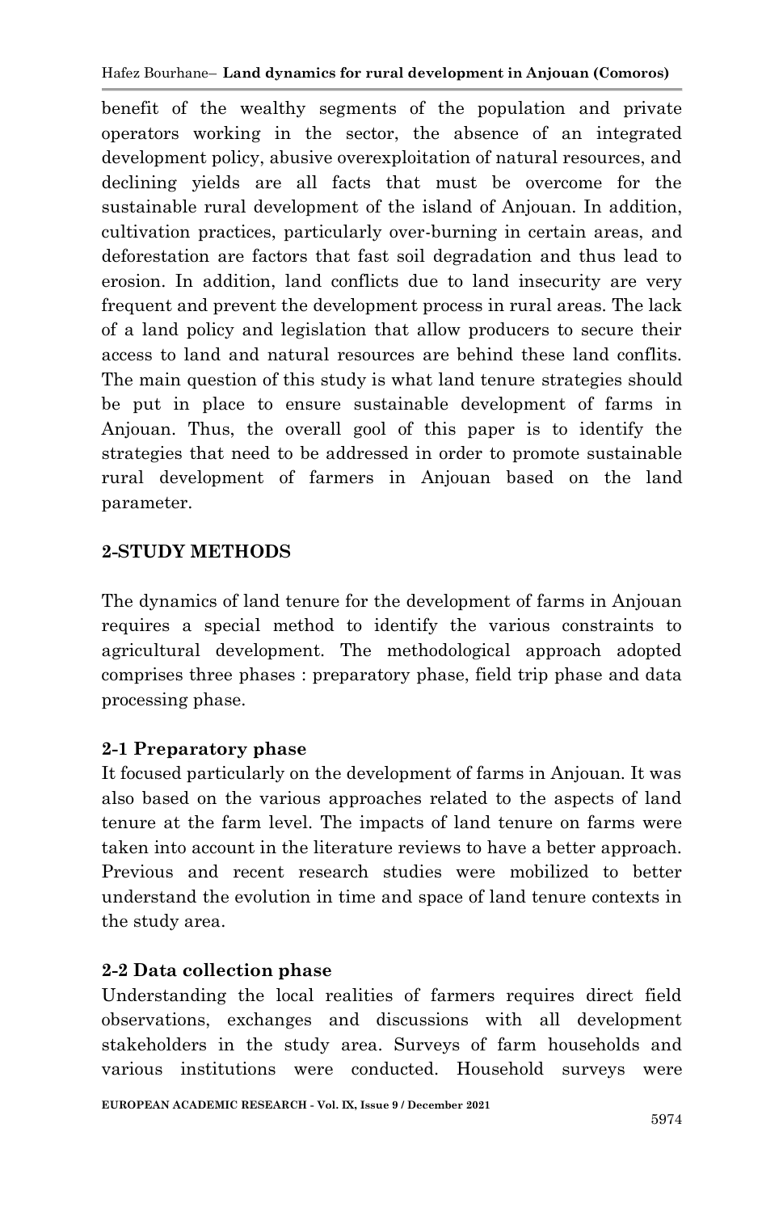benefit of the wealthy segments of the population and private operators working in the sector, the absence of an integrated development policy, abusive overexploitation of natural resources, and declining yields are all facts that must be overcome for the sustainable rural development of the island of Anjouan. In addition, cultivation practices, particularly over-burning in certain areas, and deforestation are factors that fast soil degradation and thus lead to erosion. In addition, land conflicts due to land insecurity are very frequent and prevent the development process in rural areas. The lack of a land policy and legislation that allow producers to secure their access to land and natural resources are behind these land conflits. The main question of this study is what land tenure strategies should be put in place to ensure sustainable development of farms in Anjouan. Thus, the overall gool of this paper is to identify the strategies that need to be addressed in order to promote sustainable rural development of farmers in Anjouan based on the land parameter.

## 2-STUDY METHODS

The dynamics of land tenure for the development of farms in Anjouan requires a special method to identify the various constraints to agricultural development. The methodological approach adopted comprises three phases : preparatory phase, field trip phase and data processing phase.

### 2-1 Preparatory phase

It focused particularly on the development of farms in Anjouan. It was also based on the various approaches related to the aspects of land tenure at the farm level. The impacts of land tenure on farms were taken into account in the literature reviews to have a better approach. Previous and recent research studies were mobilized to better understand the evolution in time and space of land tenure contexts in the study area.

### 2-2 Data collection phase

Understanding the local realities of farmers requires direct field observations, exchanges and discussions with all development stakeholders in the study area. Surveys of farm households and various institutions were conducted. Household surveys were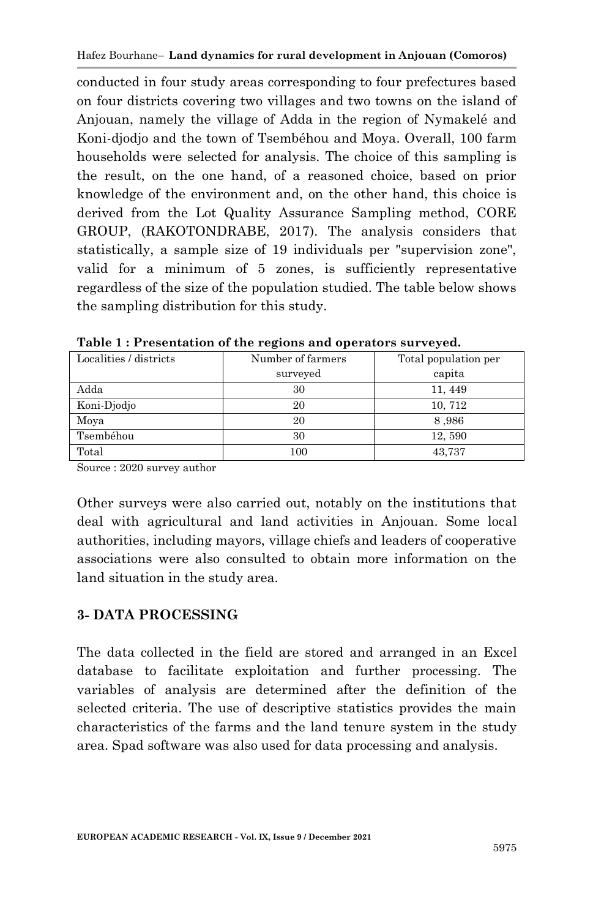conducted in four study areas corresponding to four prefectures based on four districts covering two villages and two towns on the island of Anjouan, namely the village of Adda in the region of Nymakelé and Koni-djodjo and the town of Tsembéhou and Moya. Overall, 100 farm households were selected for analysis. The choice of this sampling is the result, on the one hand, of a reasoned choice, based on prior knowledge of the environment and, on the other hand, this choice is derived from the Lot Quality Assurance Sampling method, CORE GROUP, (RAKOTONDRABE, 2017). The analysis considers that statistically, a sample size of 19 individuals per "supervision zone", valid for a minimum of 5 zones, is sufficiently representative regardless of the size of the population studied. The table below shows the sampling distribution for this study.

**Table 1 : Presentation of the regions and operators surveyed.**

| Localities / districts | Number of farmers surveyed | Total population per capita |
|---|---|---|
| Adda | 30 | 11, 449 |
| Koni-Djodjo | 20 | 10, 712 |
| Moya | 20 | 8 ,986 |
| Tsembéhou | 30 | 12, 590 |
| Total | 100 | 43,737 |

Source : 2020 survey author

Other surveys were also carried out, notably on the institutions that deal with agricultural and land activities in Anjouan. Some local authorities, including mayors, village chiefs and leaders of cooperative associations were also consulted to obtain more information on the land situation in the study area.

## 3- DATA PROCESSING

The data collected in the field are stored and arranged in an Excel database to facilitate exploitation and further processing. The variables of analysis are determined after the definition of the selected criteria. The use of descriptive statistics provides the main characteristics of the farms and the land tenure system in the study area. Spad software was also used for data processing and analysis.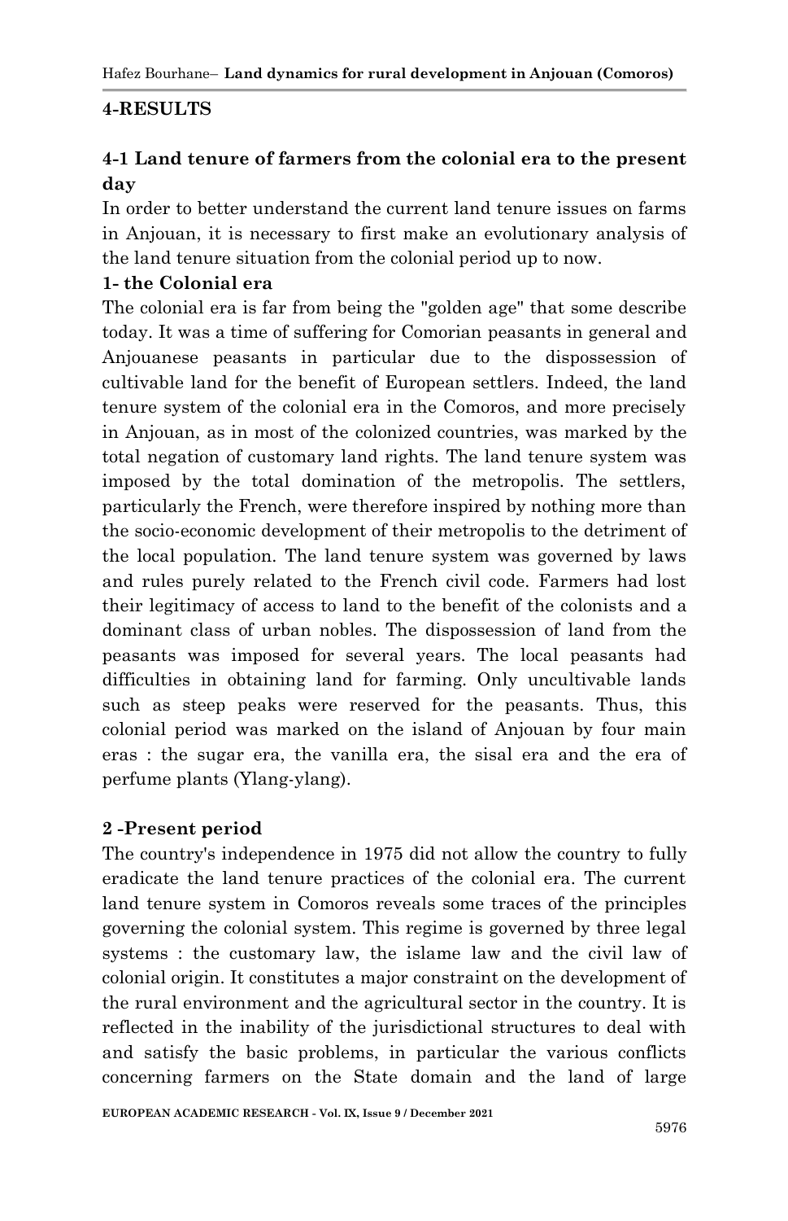## 4-RESULTS

### 4-1 Land tenure of farmers from the colonial era to the present day

In order to better understand the current land tenure issues on farms in Anjouan, it is necessary to first make an evolutionary analysis of the land tenure situation from the colonial period up to now.

**1- the Colonial era**

The colonial era is far from being the "golden age" that some describe today. It was a time of suffering for Comorian peasants in general and Anjouanese peasants in particular due to the dispossession of cultivable land for the benefit of European settlers. Indeed, the land tenure system of the colonial era in the Comoros, and more precisely in Anjouan, as in most of the colonized countries, was marked by the total negation of customary land rights. The land tenure system was imposed by the total domination of the metropolis. The settlers, particularly the French, were therefore inspired by nothing more than the socio-economic development of their metropolis to the detriment of the local population. The land tenure system was governed by laws and rules purely related to the French civil code. Farmers had lost their legitimacy of access to land to the benefit of the colonists and a dominant class of urban nobles. The dispossession of land from the peasants was imposed for several years. The local peasants had difficulties in obtaining land for farming. Only uncultivable lands such as steep peaks were reserved for the peasants. Thus, this colonial period was marked on the island of Anjouan by four main eras : the sugar era, the vanilla era, the sisal era and the era of perfume plants (Ylang-ylang).

**2 -Present period**

The country's independence in 1975 did not allow the country to fully eradicate the land tenure practices of the colonial era. The current land tenure system in Comoros reveals some traces of the principles governing the colonial system. This regime is governed by three legal systems : the customary law, the islame law and the civil law of colonial origin. It constitutes a major constraint on the development of the rural environment and the agricultural sector in the country. It is reflected in the inability of the jurisdictional structures to deal with and satisfy the basic problems, in particular the various conflicts concerning farmers on the State domain and the land of large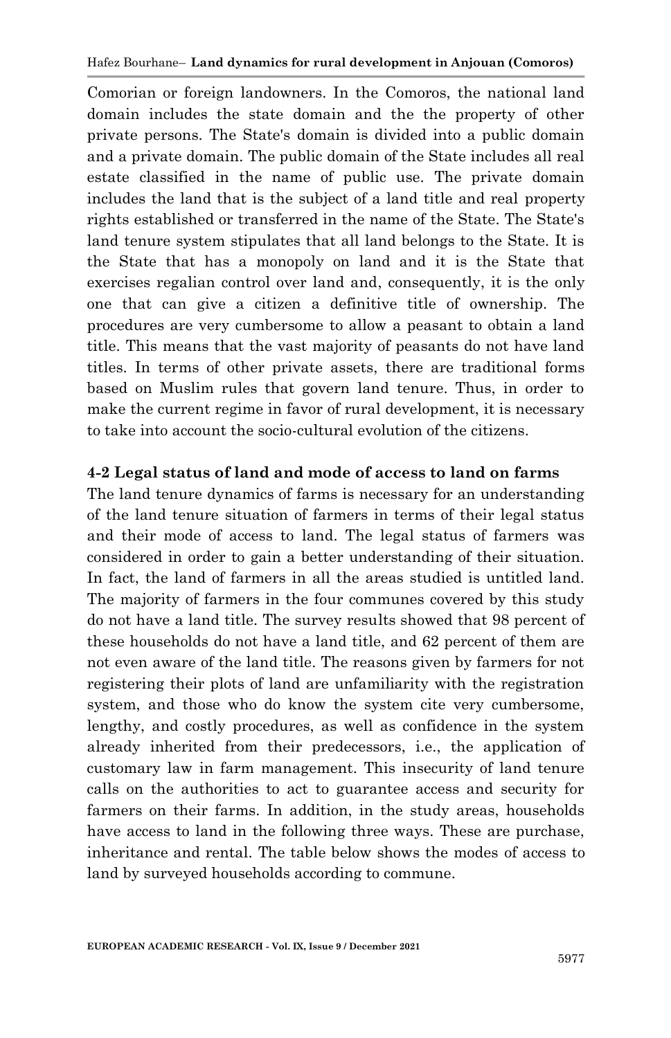Comorian or foreign landowners. In the Comoros, the national land domain includes the state domain and the the property of other private persons. The State's domain is divided into a public domain and a private domain. The public domain of the State includes all real estate classified in the name of public use. The private domain includes the land that is the subject of a land title and real property rights established or transferred in the name of the State. The State's land tenure system stipulates that all land belongs to the State. It is the State that has a monopoly on land and it is the State that exercises regalian control over land and, consequently, it is the only one that can give a citizen a definitive title of ownership. The procedures are very cumbersome to allow a peasant to obtain a land title. This means that the vast majority of peasants do not have land titles. In terms of other private assets, there are traditional forms based on Muslim rules that govern land tenure. Thus, in order to make the current regime in favor of rural development, it is necessary to take into account the socio-cultural evolution of the citizens.

### 4-2 Legal status of land and mode of access to land on farms

The land tenure dynamics of farms is necessary for an understanding of the land tenure situation of farmers in terms of their legal status and their mode of access to land. The legal status of farmers was considered in order to gain a better understanding of their situation. In fact, the land of farmers in all the areas studied is untitled land. The majority of farmers in the four communes covered by this study do not have a land title. The survey results showed that 98 percent of these households do not have a land title, and 62 percent of them are not even aware of the land title. The reasons given by farmers for not registering their plots of land are unfamiliarity with the registration system, and those who do know the system cite very cumbersome, lengthy, and costly procedures, as well as confidence in the system already inherited from their predecessors, i.e., the application of customary law in farm management. This insecurity of land tenure calls on the authorities to act to guarantee access and security for farmers on their farms. In addition, in the study areas, households have access to land in the following three ways. These are purchase, inheritance and rental. The table below shows the modes of access to land by surveyed households according to commune.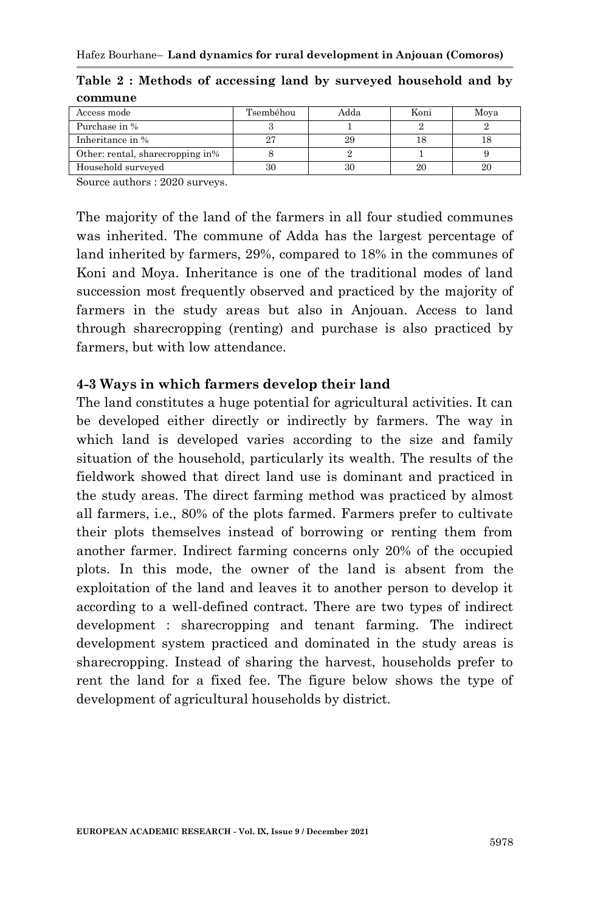**Table 2 : Methods of accessing land by surveyed household and by commune**

| Access mode | Tsembéhou | Adda | Koni | Moya |
|---|---|---|---|---|
| Purchase in % | 3 | 1 | 2 | 2 |
| Inheritance in % | 27 | 29 | 18 | 18 |
| Other: rental, sharecropping in% | 8 | 2 | 1 | 9 |
| Household surveyed | 30 | 30 | 20 | 20 |

Source authors : 2020 surveys.

The majority of the land of the farmers in all four studied communes was inherited. The commune of Adda has the largest percentage of land inherited by farmers, 29%, compared to 18% in the communes of Koni and Moya. Inheritance is one of the traditional modes of land succession most frequently observed and practiced by the majority of farmers in the study areas but also in Anjouan. Access to land through sharecropping (renting) and purchase is also practiced by farmers, but with low attendance.

### 4-3 Ways in which farmers develop their land

The land constitutes a huge potential for agricultural activities. It can be developed either directly or indirectly by farmers. The way in which land is developed varies according to the size and family situation of the household, particularly its wealth. The results of the fieldwork showed that direct land use is dominant and practiced in the study areas. The direct farming method was practiced by almost all farmers, i.e., 80% of the plots farmed. Farmers prefer to cultivate their plots themselves instead of borrowing or renting them from another farmer. Indirect farming concerns only 20% of the occupied plots. In this mode, the owner of the land is absent from the exploitation of the land and leaves it to another person to develop it according to a well-defined contract. There are two types of indirect development : sharecropping and tenant farming. The indirect development system practiced and dominated in the study areas is sharecropping. Instead of sharing the harvest, households prefer to rent the land for a fixed fee. The figure below shows the type of development of agricultural households by district.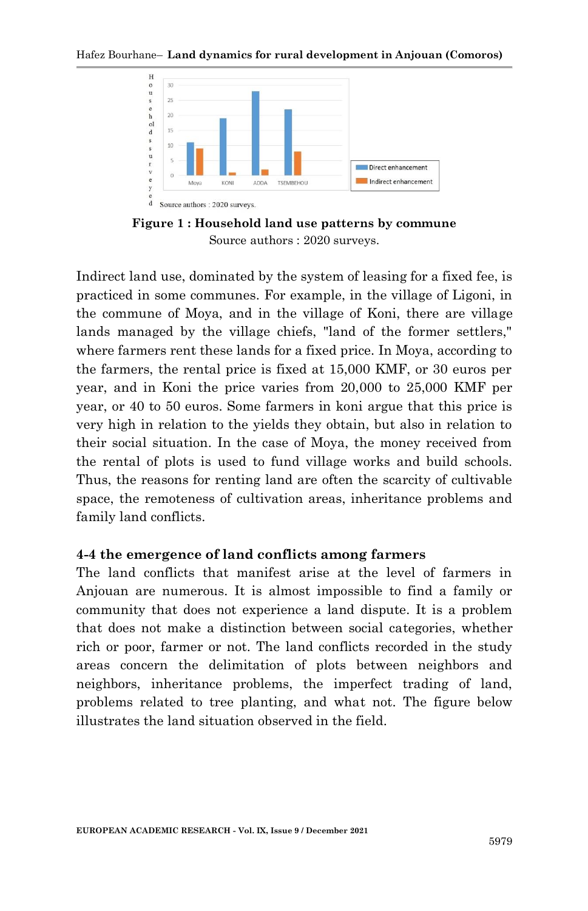Source authors : 2020 surveys.

**Figure 1 : Household land use patterns by commune**
Source authors : 2020 surveys.

Indirect land use, dominated by the system of leasing for a fixed fee, is practiced in some communes. For example, in the village of Ligoni, in the commune of Moya, and in the village of Koni, there are village lands managed by the village chiefs, "land of the former settlers," where farmers rent these lands for a fixed price. In Moya, according to the farmers, the rental price is fixed at 15,000 KMF, or 30 euros per year, and in Koni the price varies from 20,000 to 25,000 KMF per year, or 40 to 50 euros. Some farmers in koni argue that this price is very high in relation to the yields they obtain, but also in relation to their social situation. In the case of Moya, the money received from the rental of plots is used to fund village works and build schools. Thus, the reasons for renting land are often the scarcity of cultivable space, the remoteness of cultivation areas, inheritance problems and family land conflicts.

### 4-4 the emergence of land conflicts among farmers

The land conflicts that manifest arise at the level of farmers in Anjouan are numerous. It is almost impossible to find a family or community that does not experience a land dispute. It is a problem that does not make a distinction between social categories, whether rich or poor, farmer or not. The land conflicts recorded in the study areas concern the delimitation of plots between neighbors and neighbors, inheritance problems, the imperfect trading of land, problems related to tree planting, and what not. The figure below illustrates the land situation observed in the field.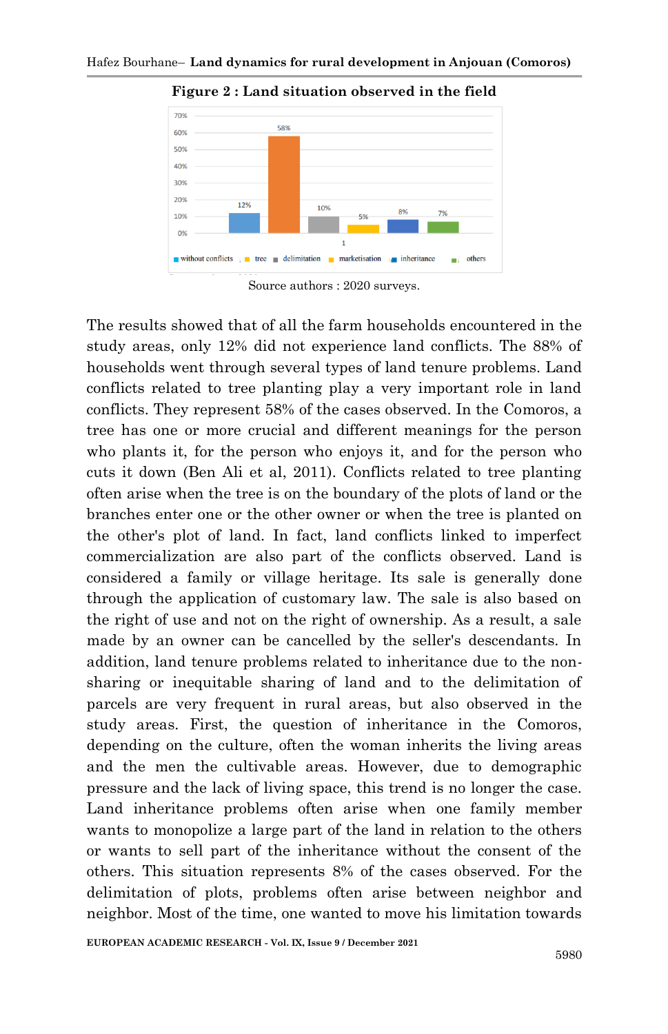**Figure 2 : Land situation observed in the field**

Source authors : 2020 surveys.

The results showed that of all the farm households encountered in the study areas, only 12% did not experience land conflicts. The 88% of households went through several types of land tenure problems. Land conflicts related to tree planting play a very important role in land conflicts. They represent 58% of the cases observed. In the Comoros, a tree has one or more crucial and different meanings for the person who plants it, for the person who enjoys it, and for the person who cuts it down (Ben Ali et al, 2011). Conflicts related to tree planting often arise when the tree is on the boundary of the plots of land or the branches enter one or the other owner or when the tree is planted on the other's plot of land. In fact, land conflicts linked to imperfect commercialization are also part of the conflicts observed. Land is considered a family or village heritage. Its sale is generally done through the application of customary law. The sale is also based on the right of use and not on the right of ownership. As a result, a sale made by an owner can be cancelled by the seller's descendants. In addition, land tenure problems related to inheritance due to the non-sharing or inequitable sharing of land and to the delimitation of parcels are very frequent in rural areas, but also observed in the study areas. First, the question of inheritance in the Comoros, depending on the culture, often the woman inherits the living areas and the men the cultivable areas. However, due to demographic pressure and the lack of living space, this trend is no longer the case. Land inheritance problems often arise when one family member wants to monopolize a large part of the land in relation to the others or wants to sell part of the inheritance without the consent of the others. This situation represents 8% of the cases observed. For the delimitation of plots, problems often arise between neighbor and neighbor. Most of the time, one wanted to move his limitation towards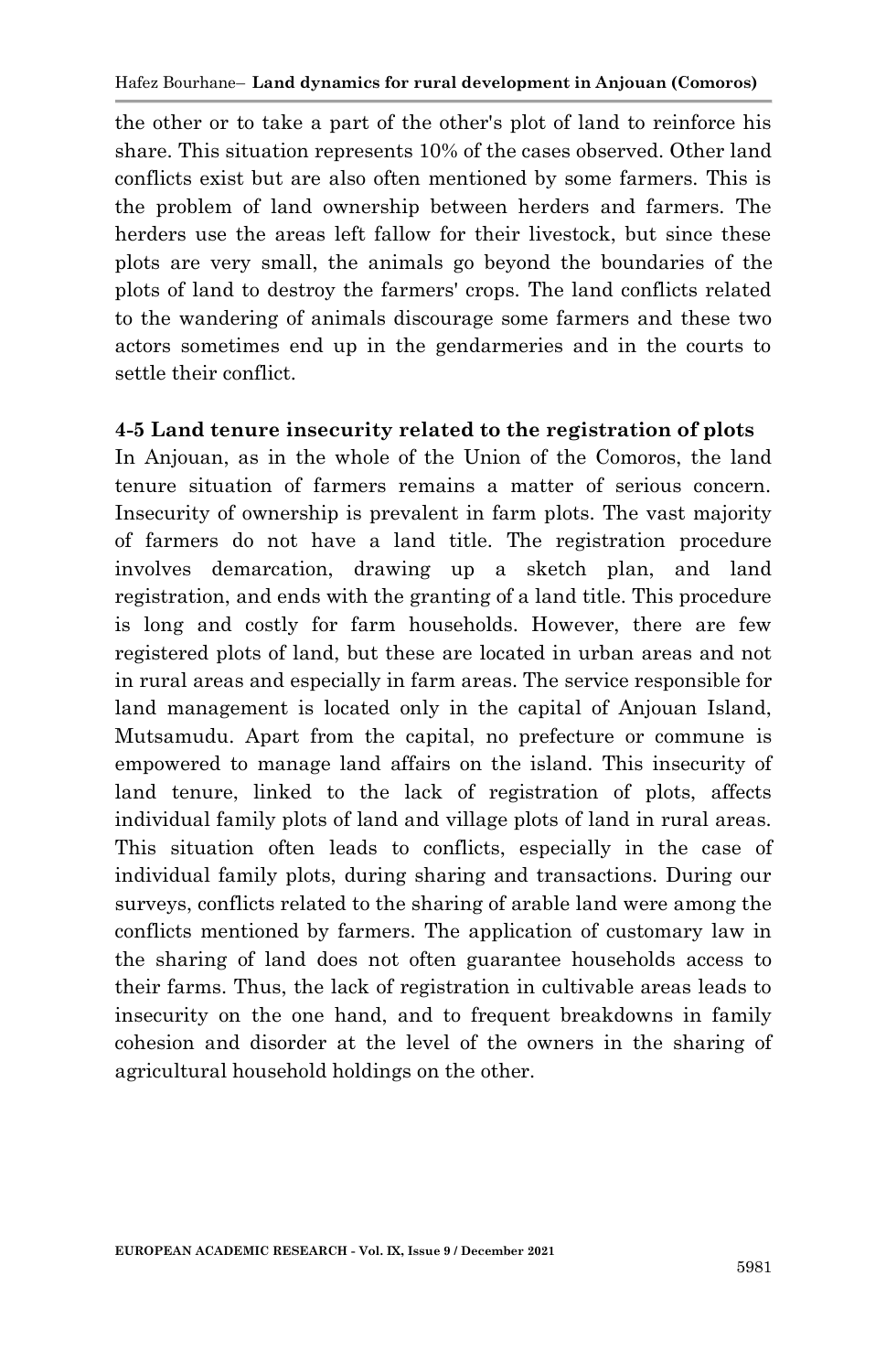the other or to take a part of the other's plot of land to reinforce his share. This situation represents 10% of the cases observed. Other land conflicts exist but are also often mentioned by some farmers. This is the problem of land ownership between herders and farmers. The herders use the areas left fallow for their livestock, but since these plots are very small, the animals go beyond the boundaries of the plots of land to destroy the farmers' crops. The land conflicts related to the wandering of animals discourage some farmers and these two actors sometimes end up in the gendarmeries and in the courts to settle their conflict.

### 4-5 Land tenure insecurity related to the registration of plots

In Anjouan, as in the whole of the Union of the Comoros, the land tenure situation of farmers remains a matter of serious concern. Insecurity of ownership is prevalent in farm plots. The vast majority of farmers do not have a land title. The registration procedure involves demarcation, drawing up a sketch plan, and land registration, and ends with the granting of a land title. This procedure is long and costly for farm households. However, there are few registered plots of land, but these are located in urban areas and not in rural areas and especially in farm areas. The service responsible for land management is located only in the capital of Anjouan Island, Mutsamudu. Apart from the capital, no prefecture or commune is empowered to manage land affairs on the island. This insecurity of land tenure, linked to the lack of registration of plots, affects individual family plots of land and village plots of land in rural areas. This situation often leads to conflicts, especially in the case of individual family plots, during sharing and transactions. During our surveys, conflicts related to the sharing of arable land were among the conflicts mentioned by farmers. The application of customary law in the sharing of land does not often guarantee households access to their farms. Thus, the lack of registration in cultivable areas leads to insecurity on the one hand, and to frequent breakdowns in family cohesion and disorder at the level of the owners in the sharing of agricultural household holdings on the other.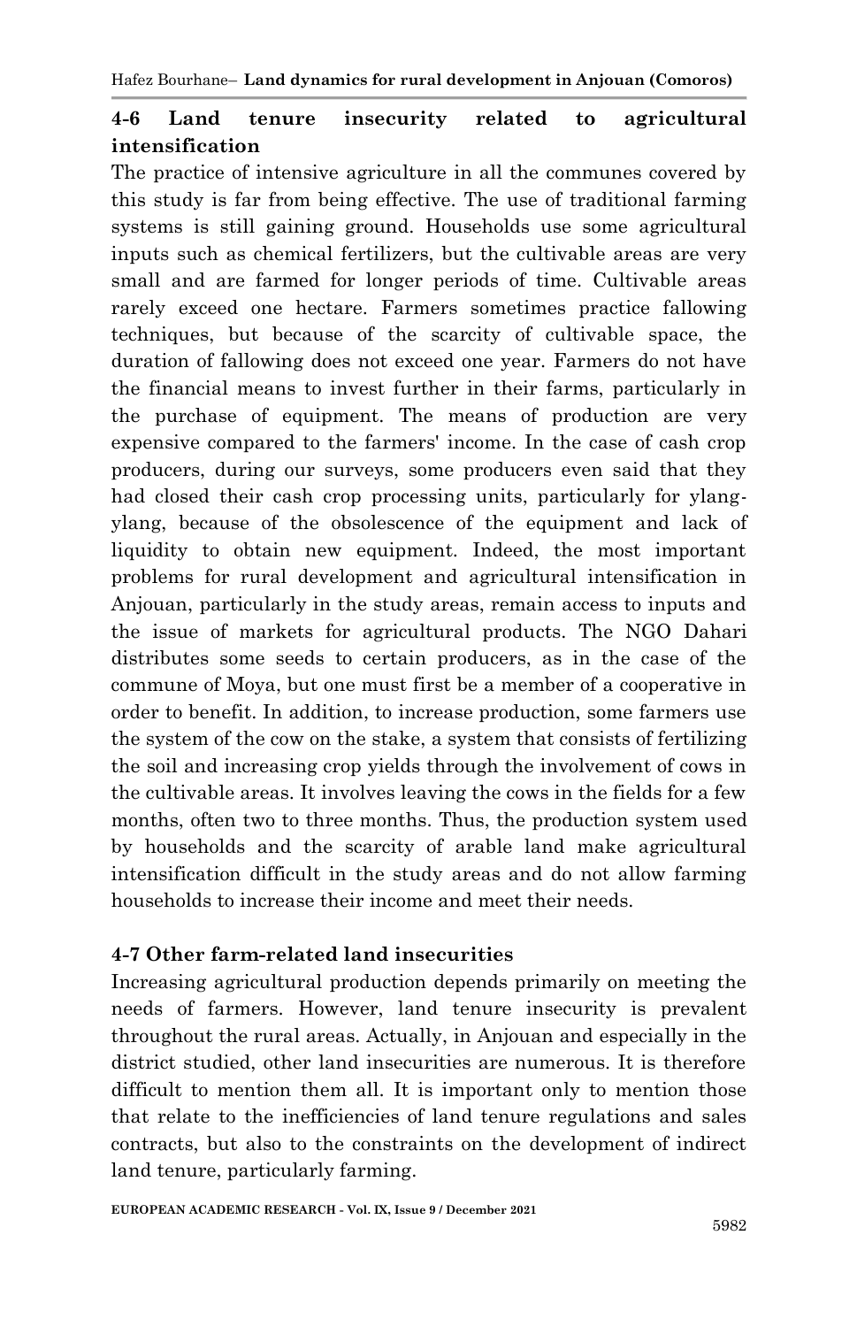## 4-6 Land tenure insecurity related to agricultural intensification

The practice of intensive agriculture in all the communes covered by this study is far from being effective. The use of traditional farming systems is still gaining ground. Households use some agricultural inputs such as chemical fertilizers, but the cultivable areas are very small and are farmed for longer periods of time. Cultivable areas rarely exceed one hectare. Farmers sometimes practice fallowing techniques, but because of the scarcity of cultivable space, the duration of fallowing does not exceed one year. Farmers do not have the financial means to invest further in their farms, particularly in the purchase of equipment. The means of production are very expensive compared to the farmers' income. In the case of cash crop producers, during our surveys, some producers even said that they had closed their cash crop processing units, particularly for ylang-ylang, because of the obsolescence of the equipment and lack of liquidity to obtain new equipment. Indeed, the most important problems for rural development and agricultural intensification in Anjouan, particularly in the study areas, remain access to inputs and the issue of markets for agricultural products. The NGO Dahari distributes some seeds to certain producers, as in the case of the commune of Moya, but one must first be a member of a cooperative in order to benefit. In addition, to increase production, some farmers use the system of the cow on the stake, a system that consists of fertilizing the soil and increasing crop yields through the involvement of cows in the cultivable areas. It involves leaving the cows in the fields for a few months, often two to three months. Thus, the production system used by households and the scarcity of arable land make agricultural intensification difficult in the study areas and do not allow farming households to increase their income and meet their needs.

## 4-7 Other farm-related land insecurities

Increasing agricultural production depends primarily on meeting the needs of farmers. However, land tenure insecurity is prevalent throughout the rural areas. Actually, in Anjouan and especially in the district studied, other land insecurities are numerous. It is therefore difficult to mention them all. It is important only to mention those that relate to the inefficiencies of land tenure regulations and sales contracts, but also to the constraints on the development of indirect land tenure, particularly farming.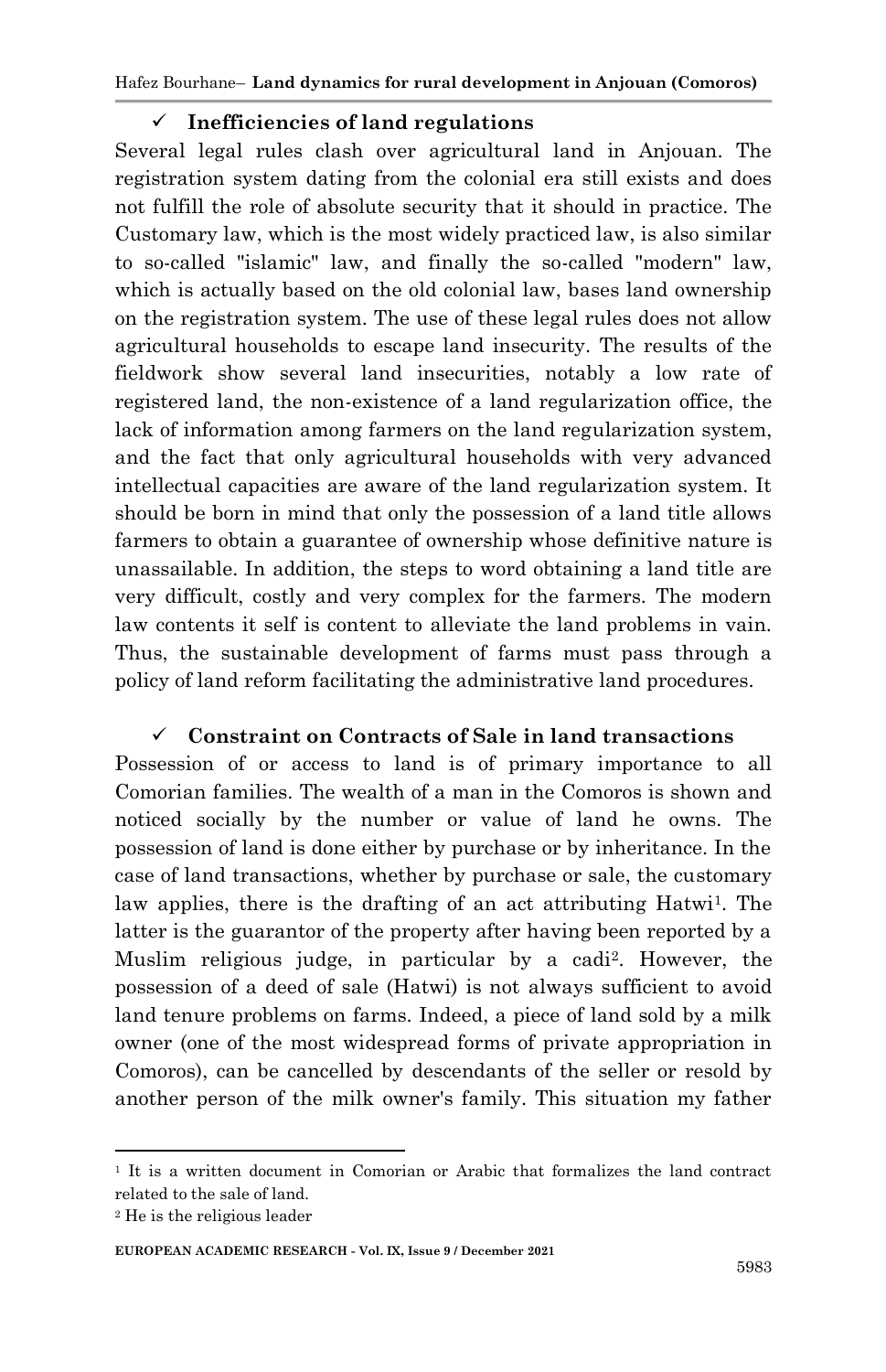- ✓ **Inefficiencies of land regulations**

Several legal rules clash over agricultural land in Anjouan. The registration system dating from the colonial era still exists and does not fulfill the role of absolute security that it should in practice. The Customary law, which is the most widely practiced law, is also similar to so-called "islamic" law, and finally the so-called "modern" law, which is actually based on the old colonial law, bases land ownership on the registration system. The use of these legal rules does not allow agricultural households to escape land insecurity. The results of the fieldwork show several land insecurities, notably a low rate of registered land, the non-existence of a land regularization office, the lack of information among farmers on the land regularization system, and the fact that only agricultural households with very advanced intellectual capacities are aware of the land regularization system. It should be born in mind that only the possession of a land title allows farmers to obtain a guarantee of ownership whose definitive nature is unassailable. In addition, the steps to word obtaining a land title are very difficult, costly and very complex for the farmers. The modern law contents it self is content to alleviate the land problems in vain. Thus, the sustainable development of farms must pass through a policy of land reform facilitating the administrative land procedures.

- ✓ **Constraint on Contracts of Sale in land transactions**

Possession of or access to land is of primary importance to all Comorian families. The wealth of a man in the Comoros is shown and noticed socially by the number or value of land he owns. The possession of land is done either by purchase or by inheritance. In the case of land transactions, whether by purchase or sale, the customary law applies, there is the drafting of an act attributing Hatwi[1]. The latter is the guarantor of the property after having been reported by a Muslim religious judge, in particular by a cadi[2]. However, the possession of a deed of sale (Hatwi) is not always sufficient to avoid land tenure problems on farms. Indeed, a piece of land sold by a milk owner (one of the most widespread forms of private appropriation in Comoros), can be cancelled by descendants of the seller or resold by another person of the milk owner's family. This situation my father

---

[1] It is a written document in Comorian or Arabic that formalizes the land contract related to the sale of land.

[2] He is the religious leader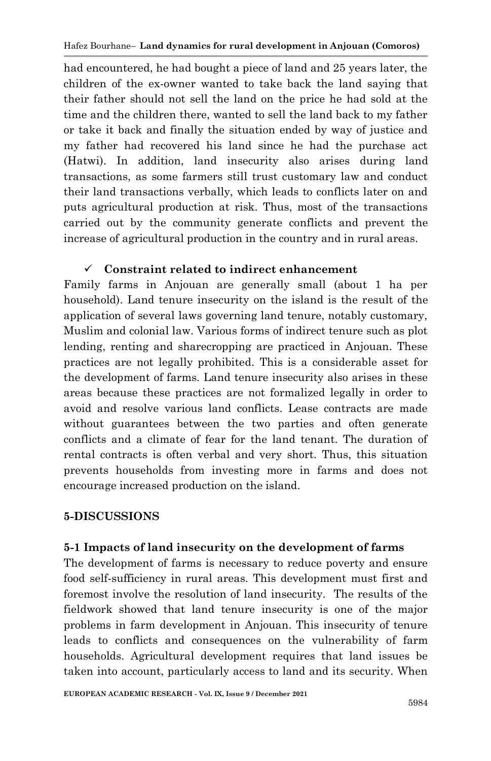had encountered, he had bought a piece of land and 25 years later, the children of the ex-owner wanted to take back the land saying that their father should not sell the land on the price he had sold at the time and the children there, wanted to sell the land back to my father or take it back and finally the situation ended by way of justice and my father had recovered his land since he had the purchase act (Hatwi). In addition, land insecurity also arises during land transactions, as some farmers still trust customary law and conduct their land transactions verbally, which leads to conflicts later on and puts agricultural production at risk. Thus, most of the transactions carried out by the community generate conflicts and prevent the increase of agricultural production in the country and in rural areas.

- ✓ **Constraint related to indirect enhancement**

Family farms in Anjouan are generally small (about 1 ha per household). Land tenure insecurity on the island is the result of the application of several laws governing land tenure, notably customary, Muslim and colonial law. Various forms of indirect tenure such as plot lending, renting and sharecropping are practiced in Anjouan. These practices are not legally prohibited. This is a considerable asset for the development of farms. Land tenure insecurity also arises in these areas because these practices are not formalized legally in order to avoid and resolve various land conflicts. Lease contracts are made without guarantees between the two parties and often generate conflicts and a climate of fear for the land tenant. The duration of rental contracts is often verbal and very short. Thus, this situation prevents households from investing more in farms and does not encourage increased production on the island.

## 5-DISCUSSIONS

### 5-1 Impacts of land insecurity on the development of farms

The development of farms is necessary to reduce poverty and ensure food self-sufficiency in rural areas. This development must first and foremost involve the resolution of land insecurity. The results of the fieldwork showed that land tenure insecurity is one of the major problems in farm development in Anjouan. This insecurity of tenure leads to conflicts and consequences on the vulnerability of farm households. Agricultural development requires that land issues be taken into account, particularly access to land and its security. When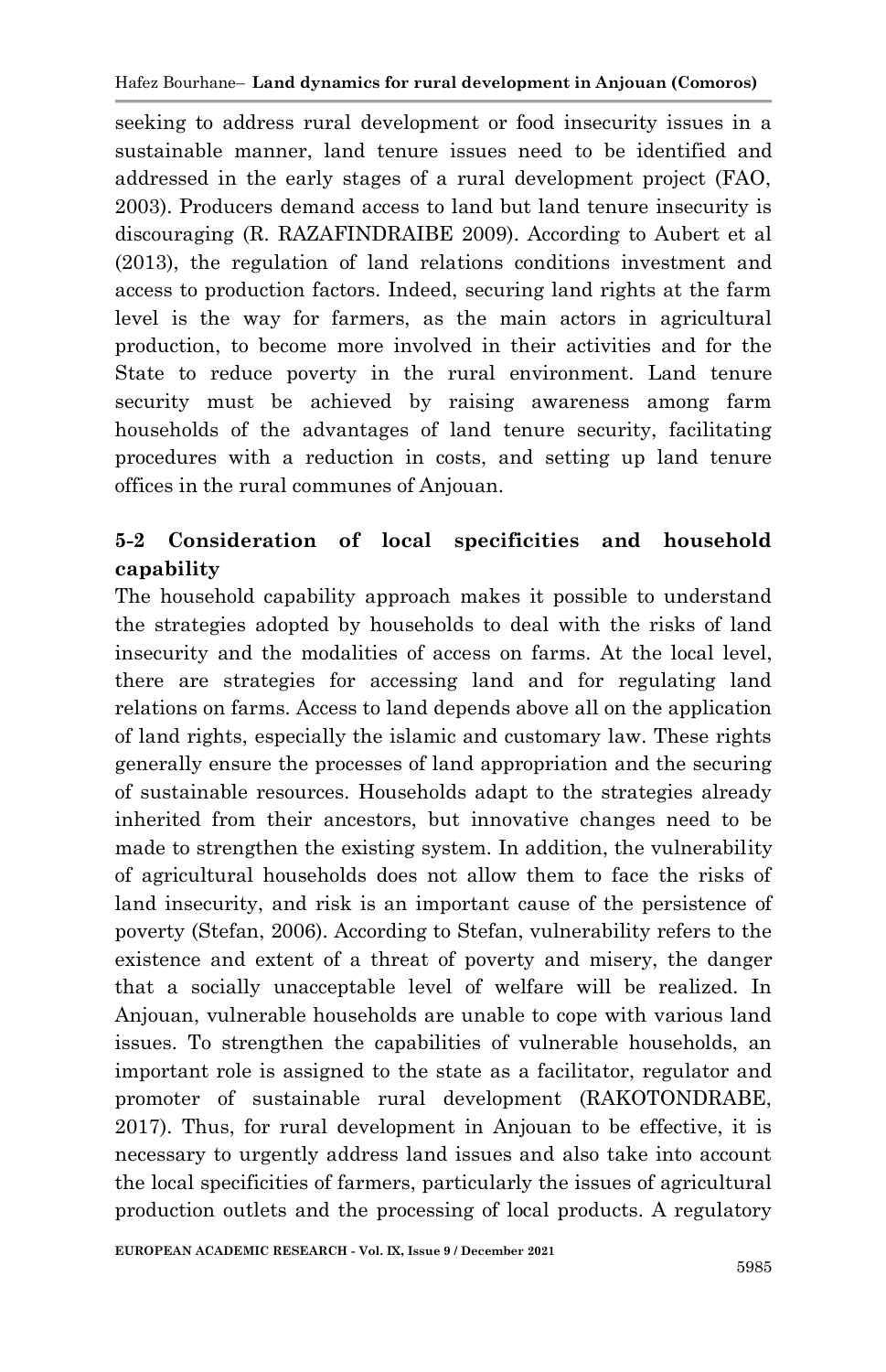seeking to address rural development or food insecurity issues in a sustainable manner, land tenure issues need to be identified and addressed in the early stages of a rural development project (FAO, 2003). Producers demand access to land but land tenure insecurity is discouraging (R. RAZAFINDRAIBE 2009). According to Aubert et al (2013), the regulation of land relations conditions investment and access to production factors. Indeed, securing land rights at the farm level is the way for farmers, as the main actors in agricultural production, to become more involved in their activities and for the State to reduce poverty in the rural environment. Land tenure security must be achieved by raising awareness among farm households of the advantages of land tenure security, facilitating procedures with a reduction in costs, and setting up land tenure offices in the rural communes of Anjouan.

## 5-2 Consideration of local specificities and household capability

The household capability approach makes it possible to understand the strategies adopted by households to deal with the risks of land insecurity and the modalities of access on farms. At the local level, there are strategies for accessing land and for regulating land relations on farms. Access to land depends above all on the application of land rights, especially the islamic and customary law. These rights generally ensure the processes of land appropriation and the securing of sustainable resources. Households adapt to the strategies already inherited from their ancestors, but innovative changes need to be made to strengthen the existing system. In addition, the vulnerability of agricultural households does not allow them to face the risks of land insecurity, and risk is an important cause of the persistence of poverty (Stefan, 2006). According to Stefan, vulnerability refers to the existence and extent of a threat of poverty and misery, the danger that a socially unacceptable level of welfare will be realized. In Anjouan, vulnerable households are unable to cope with various land issues. To strengthen the capabilities of vulnerable households, an important role is assigned to the state as a facilitator, regulator and promoter of sustainable rural development (RAKOTONDRABE, 2017). Thus, for rural development in Anjouan to be effective, it is necessary to urgently address land issues and also take into account the local specificities of farmers, particularly the issues of agricultural production outlets and the processing of local products. A regulatory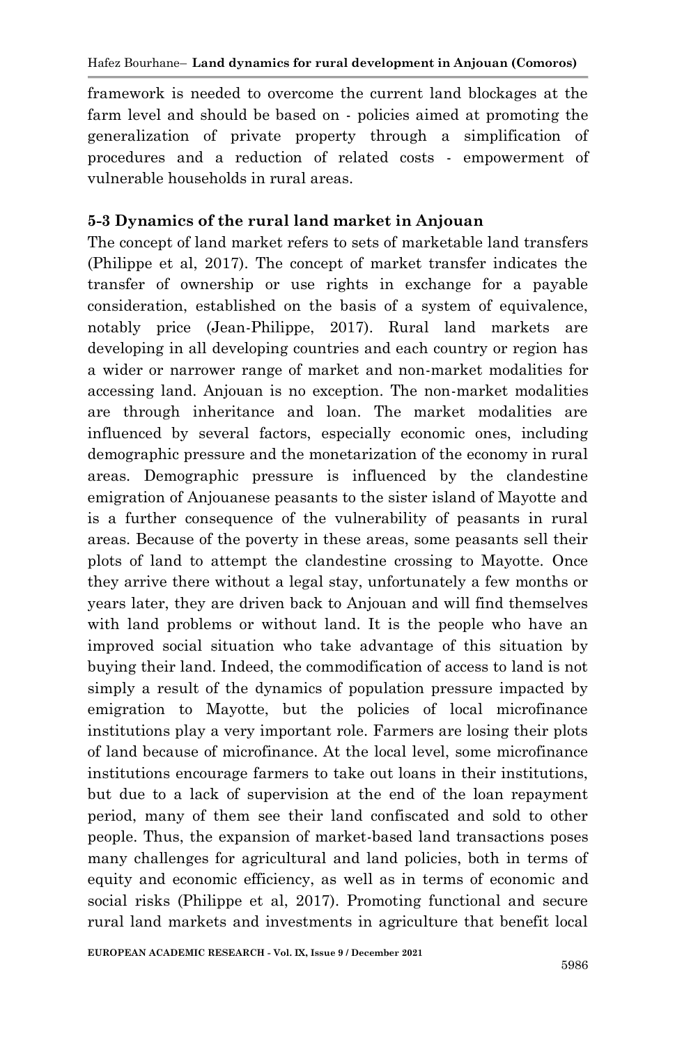framework is needed to overcome the current land blockages at the farm level and should be based on - policies aimed at promoting the generalization of private property through a simplification of procedures and a reduction of related costs - empowerment of vulnerable households in rural areas.

### 5-3 Dynamics of the rural land market in Anjouan

The concept of land market refers to sets of marketable land transfers (Philippe et al, 2017). The concept of market transfer indicates the transfer of ownership or use rights in exchange for a payable consideration, established on the basis of a system of equivalence, notably price (Jean-Philippe, 2017). Rural land markets are developing in all developing countries and each country or region has a wider or narrower range of market and non-market modalities for accessing land. Anjouan is no exception. The non-market modalities are through inheritance and loan. The market modalities are influenced by several factors, especially economic ones, including demographic pressure and the monetarization of the economy in rural areas. Demographic pressure is influenced by the clandestine emigration of Anjouanese peasants to the sister island of Mayotte and is a further consequence of the vulnerability of peasants in rural areas. Because of the poverty in these areas, some peasants sell their plots of land to attempt the clandestine crossing to Mayotte. Once they arrive there without a legal stay, unfortunately a few months or years later, they are driven back to Anjouan and will find themselves with land problems or without land. It is the people who have an improved social situation who take advantage of this situation by buying their land. Indeed, the commodification of access to land is not simply a result of the dynamics of population pressure impacted by emigration to Mayotte, but the policies of local microfinance institutions play a very important role. Farmers are losing their plots of land because of microfinance. At the local level, some microfinance institutions encourage farmers to take out loans in their institutions, but due to a lack of supervision at the end of the loan repayment period, many of them see their land confiscated and sold to other people. Thus, the expansion of market-based land transactions poses many challenges for agricultural and land policies, both in terms of equity and economic efficiency, as well as in terms of economic and social risks (Philippe et al, 2017). Promoting functional and secure rural land markets and investments in agriculture that benefit local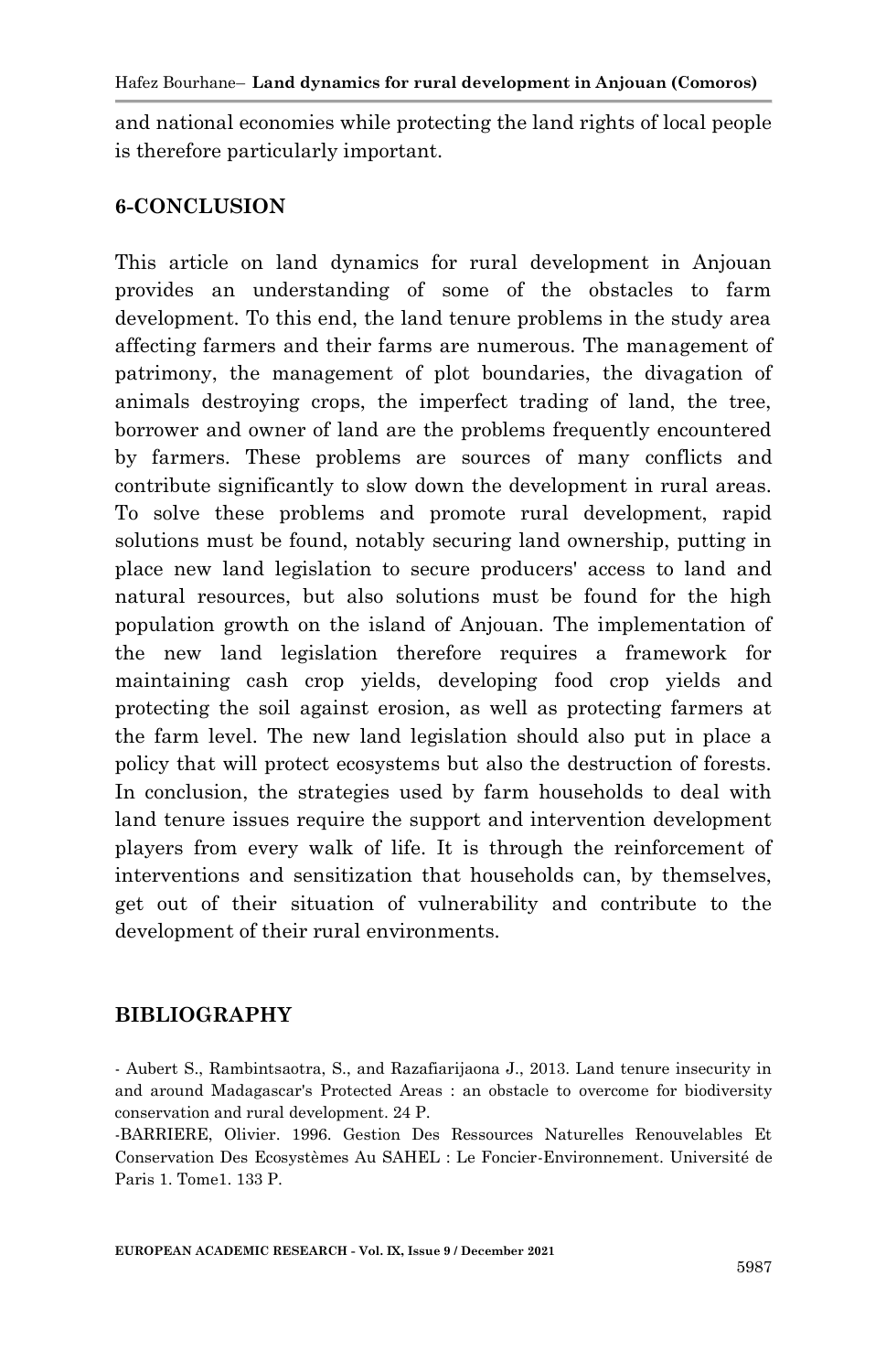and national economies while protecting the land rights of local people is therefore particularly important.

## 6-CONCLUSION

This article on land dynamics for rural development in Anjouan provides an understanding of some of the obstacles to farm development. To this end, the land tenure problems in the study area affecting farmers and their farms are numerous. The management of patrimony, the management of plot boundaries, the divagation of animals destroying crops, the imperfect trading of land, the tree, borrower and owner of land are the problems frequently encountered by farmers. These problems are sources of many conflicts and contribute significantly to slow down the development in rural areas. To solve these problems and promote rural development, rapid solutions must be found, notably securing land ownership, putting in place new land legislation to secure producers' access to land and natural resources, but also solutions must be found for the high population growth on the island of Anjouan. The implementation of the new land legislation therefore requires a framework for maintaining cash crop yields, developing food crop yields and protecting the soil against erosion, as well as protecting farmers at the farm level. The new land legislation should also put in place a policy that will protect ecosystems but also the destruction of forests. In conclusion, the strategies used by farm households to deal with land tenure issues require the support and intervention development players from every walk of life. It is through the reinforcement of interventions and sensitization that households can, by themselves, get out of their situation of vulnerability and contribute to the development of their rural environments.

## BIBLIOGRAPHY

- Aubert S., Rambintsaotra, S., and Razafiarijaona J., 2013. Land tenure insecurity in and around Madagascar's Protected Areas : an obstacle to overcome for biodiversity conservation and rural development. 24 P.

-BARRIERE, Olivier. 1996. Gestion Des Ressources Naturelles Renouvelables Et Conservation Des Ecosystèmes Au SAHEL : Le Foncier-Environnement. Université de Paris 1. Tome1. 133 P.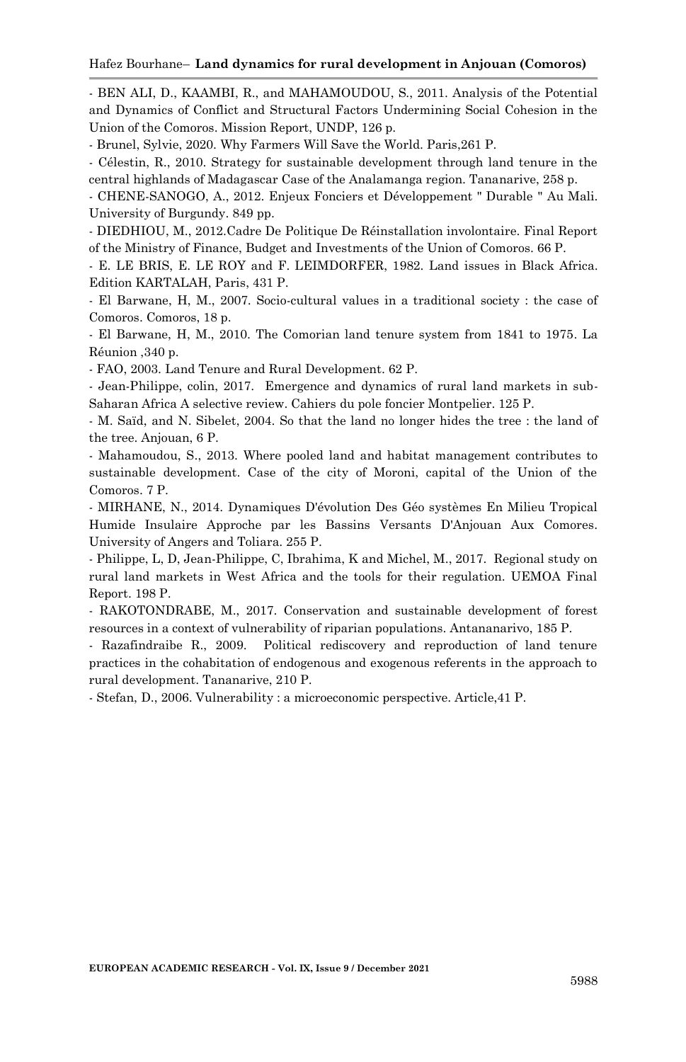- BEN ALI, D., KAAMBI, R., and MAHAMOUDOU, S., 2011. Analysis of the Potential and Dynamics of Conflict and Structural Factors Undermining Social Cohesion in the Union of the Comoros. Mission Report, UNDP, 126 p.

- Brunel, Sylvie, 2020. Why Farmers Will Save the World. Paris,261 P.

- Célestin, R., 2010. Strategy for sustainable development through land tenure in the central highlands of Madagascar Case of the Analamanga region. Tananarive, 258 p.

- CHENE-SANOGO, A., 2012. Enjeux Fonciers et Développement " Durable " Au Mali. University of Burgundy. 849 pp.

- DIEDHIOU, M., 2012.Cadre De Politique De Réinstallation involontaire. Final Report of the Ministry of Finance, Budget and Investments of the Union of Comoros. 66 P.

- E. LE BRIS, E. LE ROY and F. LEIMDORFER, 1982. Land issues in Black Africa. Edition KARTALAH, Paris, 431 P.

- El Barwane, H, M., 2007. Socio-cultural values in a traditional society : the case of Comoros. Comoros, 18 p.

- El Barwane, H, M., 2010. The Comorian land tenure system from 1841 to 1975. La Réunion ,340 p.

- FAO, 2003. Land Tenure and Rural Development. 62 P.

- Jean-Philippe, colin, 2017. Emergence and dynamics of rural land markets in sub-Saharan Africa A selective review. Cahiers du pole foncier Montpelier. 125 P.

- M. Saïd, and N. Sibelet, 2004. So that the land no longer hides the tree : the land of the tree. Anjouan, 6 P.

- Mahamoudou, S., 2013. Where pooled land and habitat management contributes to sustainable development. Case of the city of Moroni, capital of the Union of the Comoros. 7 P.

- MIRHANE, N., 2014. Dynamiques D'évolution Des Géo systèmes En Milieu Tropical Humide Insulaire Approche par les Bassins Versants D'Anjouan Aux Comores. University of Angers and Toliara. 255 P.

- Philippe, L, D, Jean-Philippe, C, Ibrahima, K and Michel, M., 2017. Regional study on rural land markets in West Africa and the tools for their regulation. UEMOA Final Report. 198 P.

- RAKOTONDRABE, M., 2017. Conservation and sustainable development of forest resources in a context of vulnerability of riparian populations. Antananarivo, 185 P.

- Razafindraibe R., 2009. Political rediscovery and reproduction of land tenure practices in the cohabitation of endogenous and exogenous referents in the approach to rural development. Tananarive, 210 P.

- Stefan, D., 2006. Vulnerability : a microeconomic perspective. Article,41 P.